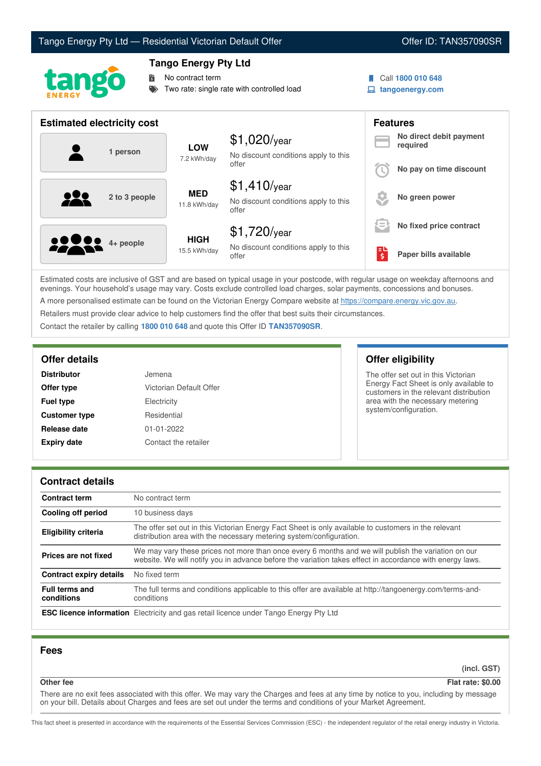Tango Energy Pty Ltd — Residential Victorian Default Offer | Offer ID: TAN357090SR

## Tango Energy Pty Ltd

- No contract term
- Two rate: single rate with controlled load

Call **1800 010 648**
**tangoenergy.com**

## Estimated electricity cost

| Household | Usage | Cost |
|---|---|---|
| 1 person | **LOW** 7.2 kWh/day | $1,020/year — No discount conditions apply to this offer |
| 2 to 3 people | **MED** 11.8 kWh/day | $1,410/year — No discount conditions apply to this offer |
| 4+ people | **HIGH** 15.5 kWh/day | $1,720/year — No discount conditions apply to this offer |

## Features

- **No direct debit payment required**
- **No pay on time discount**
- **No green power**
- **No fixed price contract**
- **Paper bills available**

Estimated costs are inclusive of GST and are based on typical usage in your postcode, with regular usage on weekday afternoons and evenings. Your household's usage may vary. Costs exclude controlled load charges, solar payments, concessions and bonuses.

A more personalised estimate can be found on the Victorian Energy Compare website at https://compare.energy.vic.gov.au.

Retailers must provide clear advice to help customers find the offer that best suits their circumstances.

Contact the retailer by calling **1800 010 648** and quote this Offer ID **TAN357090SR**.

## Offer details

| | |
|---|---|
| **Distributor** | Jemena |
| **Offer type** | Victorian Default Offer |
| **Fuel type** | Electricity |
| **Customer type** | Residential |
| **Release date** | 01-01-2022 |
| **Expiry date** | Contact the retailer |

## Offer eligibility

The offer set out in this Victorian Energy Fact Sheet is only available to customers in the relevant distribution area with the necessary metering system/configuration.

## Contract details

| | |
|---|---|
| **Contract term** | No contract term |
| **Cooling off period** | 10 business days |
| **Eligibility criteria** | The offer set out in this Victorian Energy Fact Sheet is only available to customers in the relevant distribution area with the necessary metering system/configuration. |
| **Prices are not fixed** | We may vary these prices not more than once every 6 months and we will publish the variation on our website. We will notify you in advance before the variation takes effect in accordance with energy laws. |
| **Contract expiry details** | No fixed term |
| **Full terms and conditions** | The full terms and conditions applicable to this offer are available at http://tangoenergy.com/terms-and-conditions |
| **ESC licence information** | Electricity and gas retail licence under Tango Energy Pty Ltd |

## Fees

| | (incl. GST) |
|---|---|
| **Other fee** | **Flat rate: $0.00** |

There are no exit fees associated with this offer. We may vary the Charges and fees at any time by notice to you, including by message on your bill. Details about Charges and fees are set out under the terms and conditions of your Market Agreement.

This fact sheet is presented in accordance with the requirements of the Essential Services Commission (ESC) - the independent regulator of the retail energy industry in Victoria.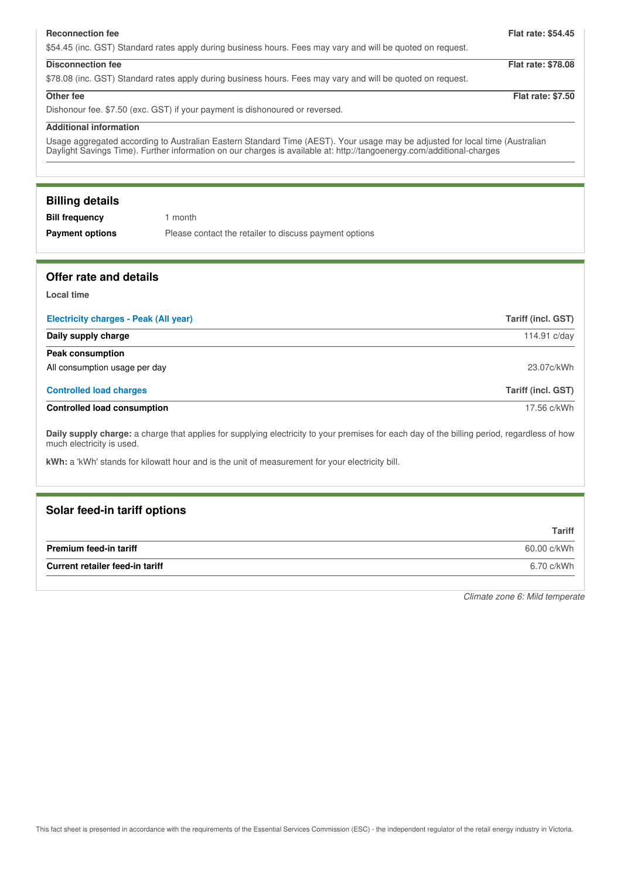| | |
|---|---|
| **Reconnection fee** | **Flat rate: $54.45** |
| $54.45 (inc. GST) Standard rates apply during business hours. Fees may vary and will be quoted on request. | |
| **Disconnection fee** | **Flat rate: $78.08** |
| $78.08 (inc. GST) Standard rates apply during business hours. Fees may vary and will be quoted on request. | |
| **Other fee** | **Flat rate: $7.50** |
| Dishonour fee. $7.50 (exc. GST) if your payment is dishonoured or reversed. | |

**Additional information**

Usage aggregated according to Australian Eastern Standard Time (AEST). Your usage may be adjusted for local time (Australian Daylight Savings Time). Further information on our charges is available at: http://tangoenergy.com/additional-charges

## Billing details

| | |
|---|---|
| **Bill frequency** | 1 month |
| **Payment options** | Please contact the retailer to discuss payment options |

## Offer rate and details

**Local time**

| Electricity charges - Peak (All year) | Tariff (incl. GST) |
|---|---|
| **Daily supply charge** | 114.91 c/day |
| **Peak consumption** | |
| All consumption usage per day | 23.07c/kWh |

| Controlled load charges | Tariff (incl. GST) |
|---|---|
| **Controlled load consumption** | 17.56 c/kWh |

**Daily supply charge:** a charge that applies for supplying electricity to your premises for each day of the billing period, regardless of how much electricity is used.

**kWh:** a 'kWh' stands for kilowatt hour and is the unit of measurement for your electricity bill.

## Solar feed-in tariff options

| | Tariff |
|---|---|
| **Premium feed-in tariff** | 60.00 c/kWh |
| **Current retailer feed-in tariff** | 6.70 c/kWh |

*Climate zone 6: Mild temperate*

This fact sheet is presented in accordance with the requirements of the Essential Services Commission (ESC) - the independent regulator of the retail energy industry in Victoria.